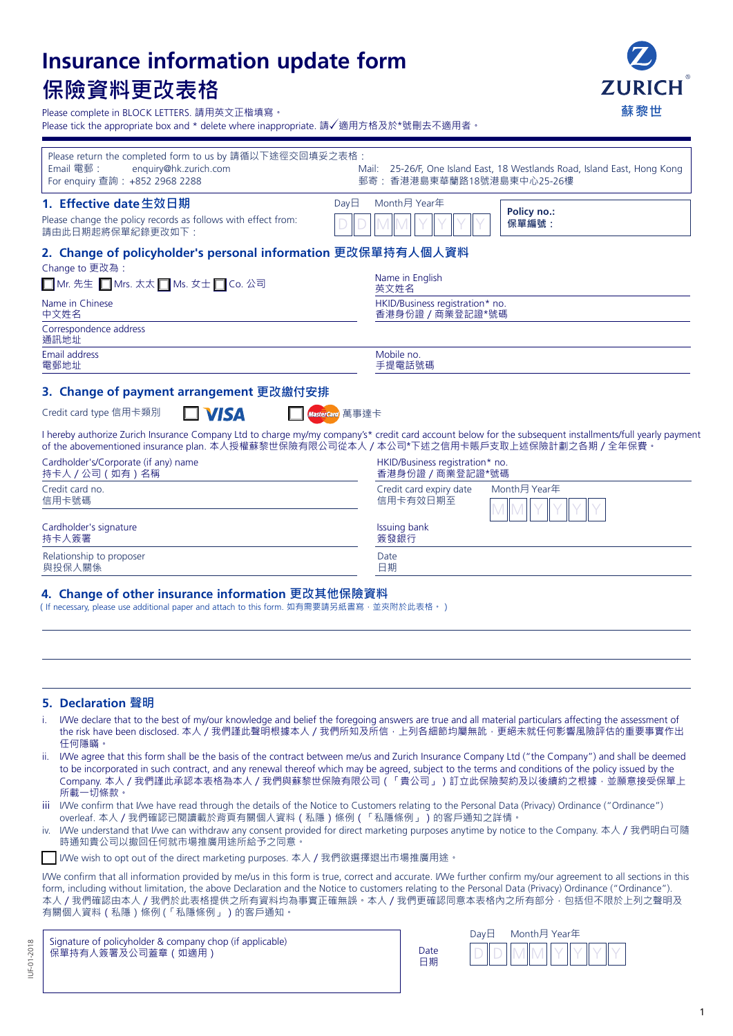# Insurance information update form
# 保險資料更改表格

ZURICH 蘇黎世

Please complete in BLOCK LETTERS. 請用英文正楷填寫。
Please tick the appropriate box and * delete where inappropriate. 請✓適用方格及於*號刪去不適用者。

Please return the completed form to us by 請循以下途徑交回填妥之表格：
Email 電郵： enquiry@hk.zurich.com
For enquiry 查詢：+852 2968 2288
Mail: 25-26/F, One Island East, 18 Westlands Road, Island East, Hong Kong
郵寄：香港港島東華蘭路18號港島東中心25-26樓

## 1. Effective date 生效日期

Please change the policy records as follows with effect from:
請由此日期起將保單紀錄更改如下：

Day日 Month月 Year年
D D M M Y Y Y Y

Policy no.:
保單編號：

## 2. Change of policyholder's personal information 更改保單持有人個人資料

Change to 更改為：

☐ Mr. 先生 ☐ Mrs. 太太 ☐ Ms. 女士 ☐ Co. 公司

Name in English
英文姓名

Name in Chinese
中文姓名

HKID/Business registration* no.
香港身份證／商業登記證*號碼

Correspondence address
通訊地址

Email address
電郵地址

Mobile no.
手提電話號碼

## 3. Change of payment arrangement 更改繳付安排

Credit card type 信用卡類別 ☐ VISA ☐ MasterCard 萬事達卡

I hereby authorize Zurich Insurance Company Ltd to charge my/my company's* credit card account below for the subsequent installments/full yearly payment of the abovementioned insurance plan. 本人授權蘇黎世保險有限公司從本人／本公司*下述之信用卡賬戶支取上述保險計劃之各期／全年保費。

Cardholder's/Corporate (if any) name
持卡人／公司（如有）名稱

HKID/Business registration* no.
香港身份證／商業登記證*號碼

Credit card no.
信用卡號碼

Credit card expiry date
信用卡有效日期至

Month月 Year年
M M Y Y Y Y

Cardholder's signature
持卡人簽署

Issuing bank
簽發銀行

Relationship to proposer
與投保人關係

Date
日期

## 4. Change of other insurance information 更改其他保險資料

（If necessary, please use additional paper and attach to this form. 如有需要請另紙書寫，並夾附於此表格。）

## 5. Declaration 聲明

i. I/We declare that to the best of my/our knowledge and belief the foregoing answers are true and all material particulars affecting the assessment of the risk have been disclosed. 本人／我們謹此聲明根據本人／我們所知及所信，上列各細節均屬無訛，更絕未就任何影響風險評估的重要事實作出任何隱瞞。

ii. I/We agree that this form shall be the basis of the contract between me/us and Zurich Insurance Company Ltd ("the Company") and shall be deemed to be incorporated in such contract, and any renewal thereof which may be agreed, subject to the terms and conditions of the policy issued by the Company. 本人／我們謹此承認本表格為本人／我們與蘇黎世保險有限公司（「貴公司」）訂立此保險契約及以後續約之根據，並願意接受保單上所載一切條款。

iii I/We confirm that I/we have read through the details of the Notice to Customers relating to the Personal Data (Privacy) Ordinance ("Ordinance") overleaf. 本人／我們確認已閱讀載於背頁有關個人資料（私隱）條例（「私隱條例」）的客戶通知之詳情。

iv. I/We understand that I/we can withdraw any consent provided for direct marketing purposes anytime by notice to the Company. 本人／我們明白可隨時通知貴公司以撤回任何就市場推廣用途所給予之同意。

☐ I/We wish to opt out of the direct marketing purposes. 本人／我們欲選擇退出市場推廣用途。

I/We confirm that all information provided by me/us in this form is true, correct and accurate. I/We further confirm my/our agreement to all sections in this form, including without limitation, the above Declaration and the Notice to customers relating to the Personal Data (Privacy) Ordinance ("Ordinance").
本人／我們確認由本人／我們於此表格提供之所有資料均為事實正確無誤。本人／我們更確認同意本表格內之所有部分，包括但不限於上列之聲明及有關個人資料（私隱）條例（「私隱條例」）的客戶通知。

Signature of policyholder & company chop (if applicable)
保單持有人簽署及公司蓋章（如適用）

Date
日期

Day日 Month月 Year年
D D M M Y Y Y Y

IUF-01-2018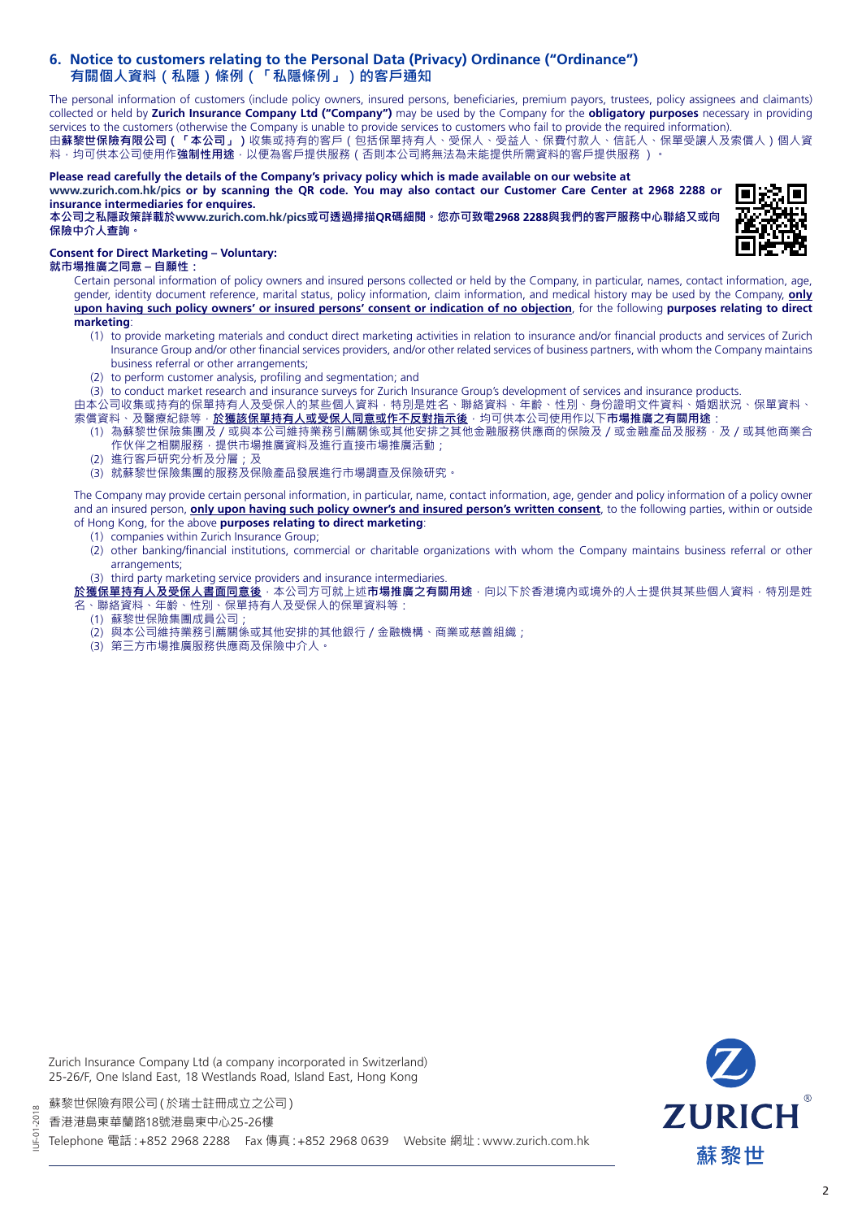## 6. Notice to customers relating to the Personal Data (Privacy) Ordinance ("Ordinance") 有關個人資料（私隱）條例（「私隱條例」）的客戶通知

The personal information of customers (include policy owners, insured persons, beneficiaries, premium payors, trustees, policy assignees and claimants) collected or held by **Zurich Insurance Company Ltd ("Company")** may be used by the Company for the **obligatory purposes** necessary in providing services to the customers (otherwise the Company is unable to provide services to customers who fail to provide the required information).
由**蘇黎世保險有限公司（「本公司」）**收集或持有的客戶（包括保單持有人、受保人、受益人、保費付款人、信託人、保單受讓人及索償人）個人資料，均可供本公司使用作**強制性用途**，以便為客戶提供服務（否則本公司將無法為未能提供所需資料的客戶提供服務）。

**Please read carefully the details of the Company's privacy policy which is made available on our website at www.zurich.com.hk/pics or by scanning the QR code. You may also contact our Customer Care Center at 2968 2288 or insurance intermediaries for enquires.**
**本公司之私隱政策詳載於www.zurich.com.hk/pics或可透過掃描QR碼細閱。您亦可致電2968 2288與我們的客戶服務中心聯絡又或向保險中介人查詢。**

**Consent for Direct Marketing – Voluntary:**
**就市場推廣之同意 – 自願性：**

Certain personal information of policy owners and insured persons collected or held by the Company, in particular, names, contact information, age, gender, identity document reference, marital status, policy information, claim information, and medical history may be used by the Company, **only upon having such policy owners' or insured persons' consent or indication of no objection**, for the following **purposes relating to direct marketing**:

(1) to provide marketing materials and conduct direct marketing activities in relation to insurance and/or financial products and services of Zurich Insurance Group and/or other financial services providers, and/or other related services of business partners, with whom the Company maintains business referral or other arrangements;
(2) to perform customer analysis, profiling and segmentation; and
(3) to conduct market research and insurance surveys for Zurich Insurance Group's development of services and insurance products.

由本公司收集或持有的保單持有人及受保人的某些個人資料，特別是姓名、聯絡資料、年齡、性別、身份證明文件資料、婚姻狀況、保單資料、索償資料、及醫療紀錄等，**於獲該保單持有人或受保人同意或作不反對指示後**，均可供本公司使用作以下**市場推廣之有關用途**：

(1) 為蘇黎世保險集團及／或與本公司維持業務引薦關係或其他安排之其他金融服務供應商的保險及／或金融產品及服務，及／或其他商業合作伙伴之相關服務，提供市場推廣資料及進行直接市場推廣活動；
(2) 進行客戶研究分析及分層；及
(3) 就蘇黎世保險集團的服務及保險產品發展進行市場調查及保險研究。

The Company may provide certain personal information, in particular, name, contact information, age, gender and policy information of a policy owner and an insured person, **only upon having such policy owner's and insured person's written consent**, to the following parties, within or outside of Hong Kong, for the above **purposes relating to direct marketing**:

(1) companies within Zurich Insurance Group;
(2) other banking/financial institutions, commercial or charitable organizations with whom the Company maintains business referral or other arrangements;
(3) third party marketing service providers and insurance intermediaries.

**於獲保單持有人及受保人書面同意後**，本公司方可就上述**市場推廣之有關用途**，向以下於香港境內或境外的人士提供其某些個人資料，特別是姓名、聯絡資料、年齡、性別、保單持有人及受保人的保單資料等：

(1) 蘇黎世保險集團成員公司；
(2) 與本公司維持業務引薦關係或其他安排的其他銀行／金融機構、商業或慈善組織；
(3) 第三方市場推廣服務供應商及保險中介人。

Zurich Insurance Company Ltd (a company incorporated in Switzerland)
25-26/F, One Island East, 18 Westlands Road, Island East, Hong Kong

蘇黎世保險有限公司(於瑞士註冊成立之公司)
香港港島東華蘭路18號港島東中心25-26樓
Telephone 電話 : +852 2968 2288 Fax 傳真 : +852 2968 0639 Website 網址 : www.zurich.com.hk

IUF-01-2018

ZURICH® 蘇黎世